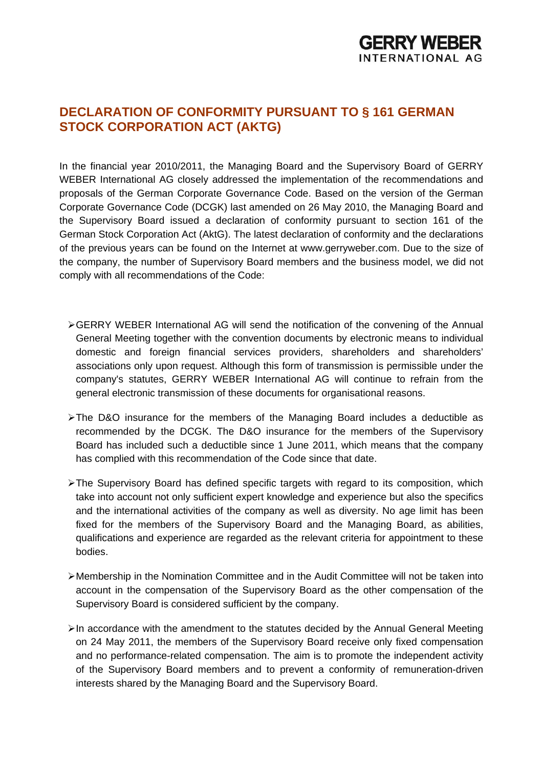# DECLARATION OF CONFORMITY PURSUANT TO § 161 GERMAN STOCK CORPORATION ACT (AKTG)

In the financial year 2010/2011, the Managing Board and the Supervisory Board of GERRY WEBER International AG closely addressed the implementation of the recommendations and proposals of the German Corporate Governance Code. Based on the version of the German Corporate Governance Code (DCGK) last amended on 26 May 2010, the Managing Board and the Supervisory Board issued a declaration of conformity pursuant to section 161 of the German Stock Corporation Act (AktG). The latest declaration of conformity and the declarations of the previous years can be found on the Internet at www.gerryweber.com. Due to the size of the company, the number of Supervisory Board members and the business model, we did not comply with all recommendations of the Code:

- GERRY WEBER International AG will send the notification of the convening of the Annual General Meeting together with the convention documents by electronic means to individual domestic and foreign financial services providers, shareholders and shareholders' associations only upon request. Although this form of transmission is permissible under the company's statutes, GERRY WEBER International AG will continue to refrain from the general electronic transmission of these documents for organisational reasons.
- The D&O insurance for the members of the Managing Board includes a deductible as recommended by the DCGK. The D&O insurance for the members of the Supervisory Board has included such a deductible since 1 June 2011, which means that the company has complied with this recommendation of the Code since that date.
- The Supervisory Board has defined specific targets with regard to its composition, which take into account not only sufficient expert knowledge and experience but also the specifics and the international activities of the company as well as diversity. No age limit has been fixed for the members of the Supervisory Board and the Managing Board, as abilities, qualifications and experience are regarded as the relevant criteria for appointment to these bodies.
- Membership in the Nomination Committee and in the Audit Committee will not be taken into account in the compensation of the Supervisory Board as the other compensation of the Supervisory Board is considered sufficient by the company.
- In accordance with the amendment to the statutes decided by the Annual General Meeting on 24 May 2011, the members of the Supervisory Board receive only fixed compensation and no performance-related compensation. The aim is to promote the independent activity of the Supervisory Board members and to prevent a conformity of remuneration-driven interests shared by the Managing Board and the Supervisory Board.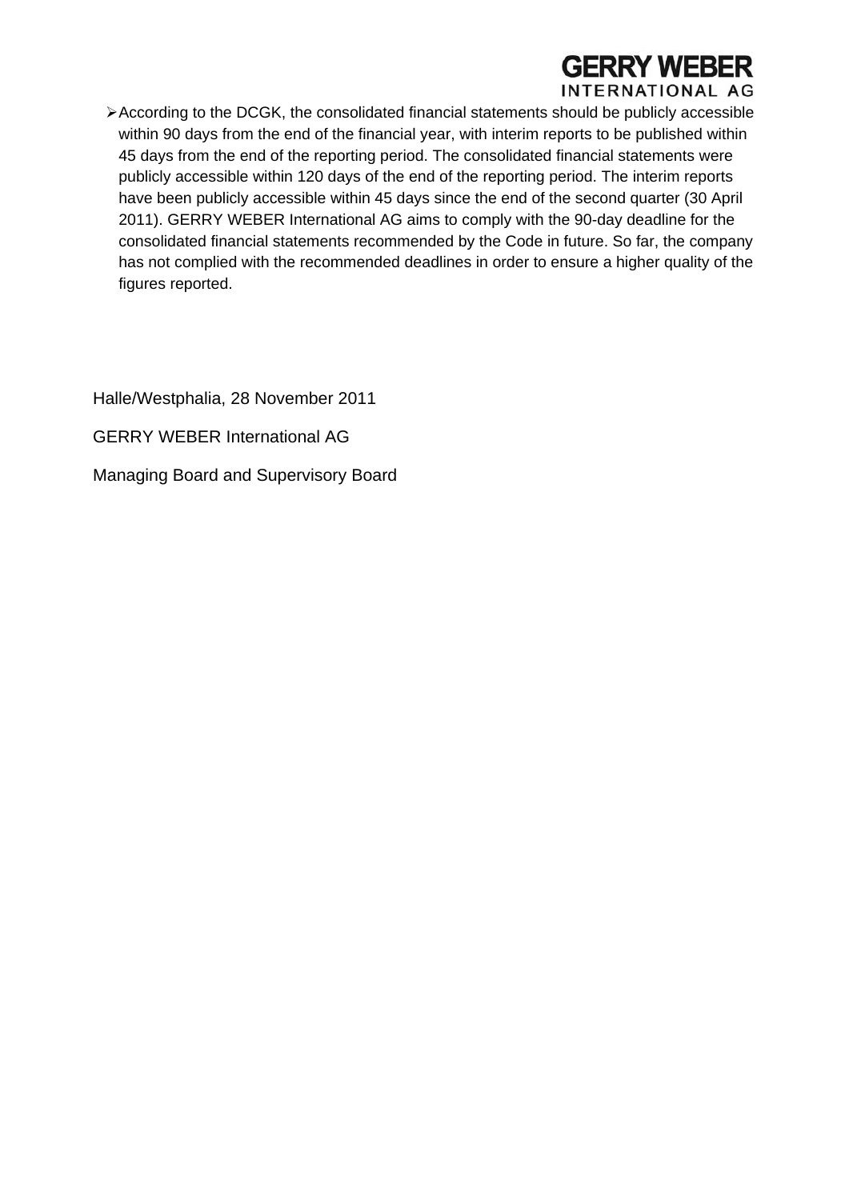- According to the DCGK, the consolidated financial statements should be publicly accessible within 90 days from the end of the financial year, with interim reports to be published within 45 days from the end of the reporting period. The consolidated financial statements were publicly accessible within 120 days of the end of the reporting period. The interim reports have been publicly accessible within 45 days since the end of the second quarter (30 April 2011). GERRY WEBER International AG aims to comply with the 90-day deadline for the consolidated financial statements recommended by the Code in future. So far, the company has not complied with the recommended deadlines in order to ensure a higher quality of the figures reported.

Halle/Westphalia, 28 November 2011

GERRY WEBER International AG

Managing Board and Supervisory Board